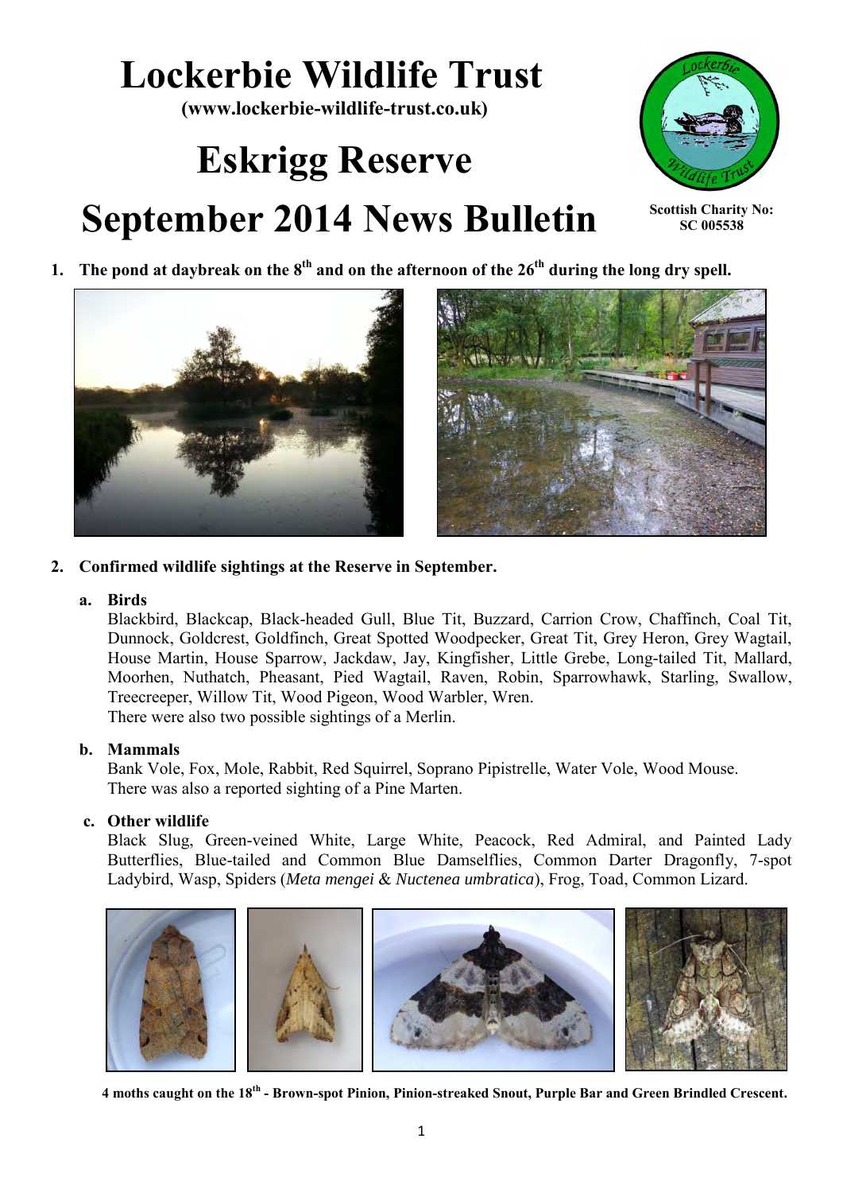# Lockerbie Wildlife Trust

**(www.lockerbie-wildlife-trust.co.uk)**

# Eskrigg Reserve

# September 2014 News Bulletin

**Scottish Charity No: SC 005538**

1. **The pond at daybreak on the 8th and on the afternoon of the 26th during the long dry spell.**

2. **Confirmed wildlife sightings at the Reserve in September.**

   a. **Birds**

   Blackbird, Blackcap, Black-headed Gull, Blue Tit, Buzzard, Carrion Crow, Chaffinch, Coal Tit, Dunnock, Goldcrest, Goldfinch, Great Spotted Woodpecker, Great Tit, Grey Heron, Grey Wagtail, House Martin, House Sparrow, Jackdaw, Jay, Kingfisher, Little Grebe, Long-tailed Tit, Mallard, Moorhen, Nuthatch, Pheasant, Pied Wagtail, Raven, Robin, Sparrowhawk, Starling, Swallow, Treecreeper, Willow Tit, Wood Pigeon, Wood Warbler, Wren.
   There were also two possible sightings of a Merlin.

   b. **Mammals**

   Bank Vole, Fox, Mole, Rabbit, Red Squirrel, Soprano Pipistrelle, Water Vole, Wood Mouse.
   There was also a reported sighting of a Pine Marten.

   c. **Other wildlife**

   Black Slug, Green-veined White, Large White, Peacock, Red Admiral, and Painted Lady Butterflies, Blue-tailed and Common Blue Damselflies, Common Darter Dragonfly, 7-spot Ladybird, Wasp, Spiders (*Meta mengei* & *Nuctenea umbratica*), Frog, Toad, Common Lizard.

**4 moths caught on the 18th - Brown-spot Pinion, Pinion-streaked Snout, Purple Bar and Green Brindled Crescent.**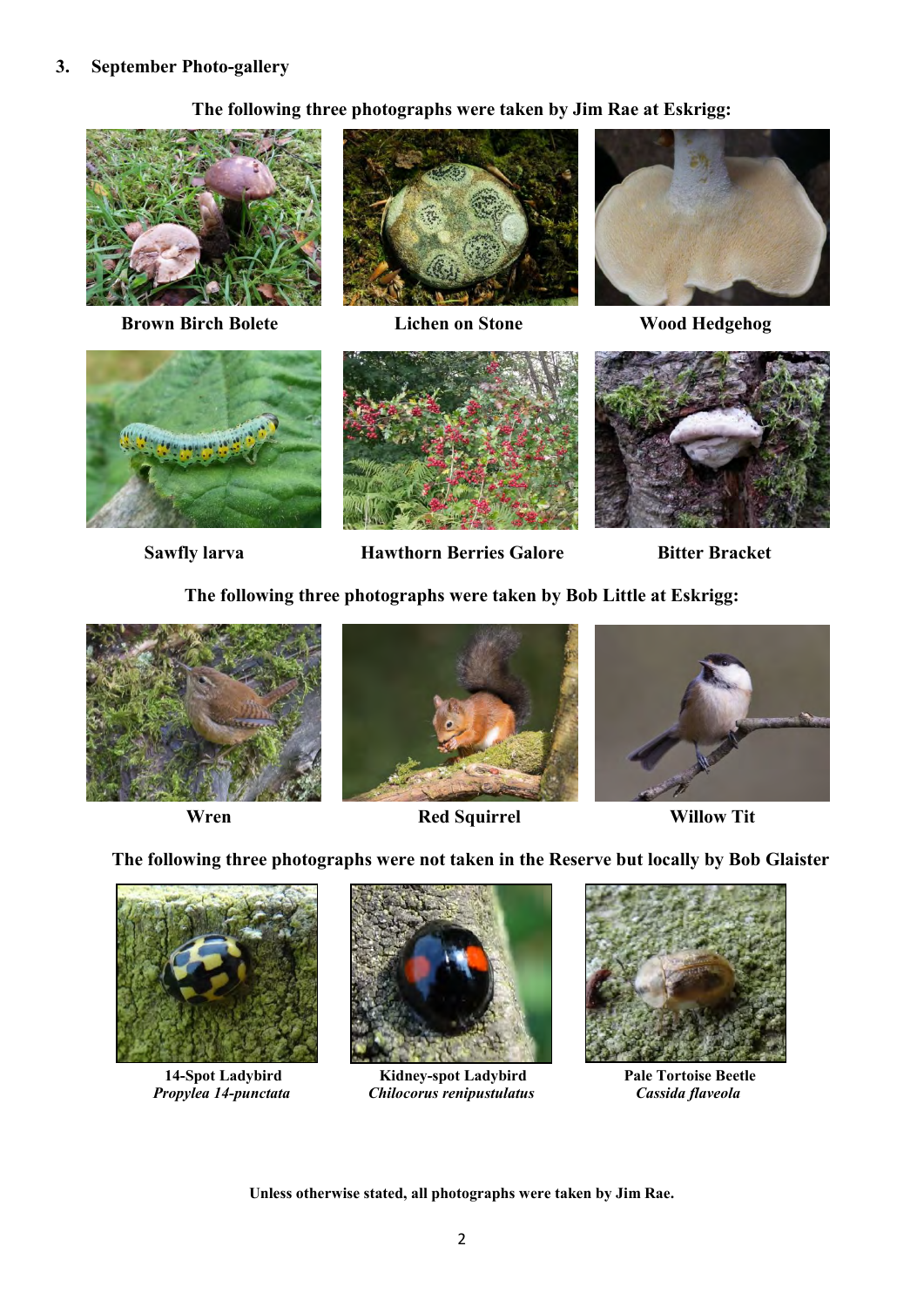## 3. September Photo-gallery

**The following three photographs were taken by Jim Rae at Eskrigg:**

**Brown Birch Bolete** | **Lichen on Stone** | **Wood Hedgehog**

**Sawfly larva** | **Hawthorn Berries Galore** | **Bitter Bracket**

**The following three photographs were taken by Bob Little at Eskrigg:**

**Wren** | **Red Squirrel** | **Willow Tit**

**The following three photographs were not taken in the Reserve but locally by Bob Glaister**

**14-Spot Ladybird**
***Propylea 14-punctata***

**Kidney-spot Ladybird**
***Chilocorus renipustulatus***

**Pale Tortoise Beetle**
***Cassida flaveola***

**Unless otherwise stated, all photographs were taken by Jim Rae.**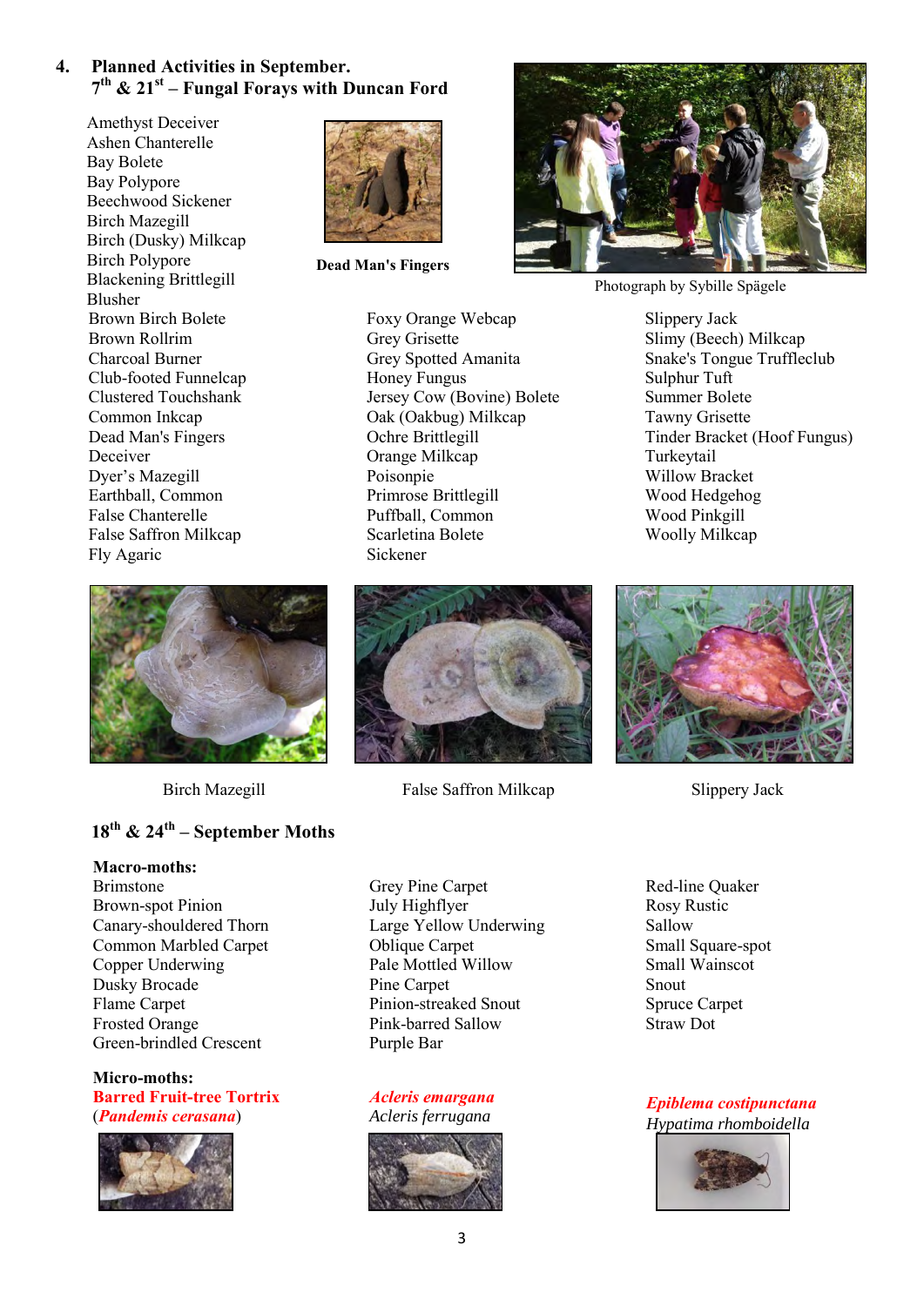## 4. Planned Activities in September.

### 7th & 21st – Fungal Forays with Duncan Ford

Dead Man's Fingers

Photograph by Sybille Spägele

Amethyst Deceiver
Ashen Chanterelle
Bay Bolete
Bay Polypore
Beechwood Sickener
Birch Mazegill
Birch (Dusky) Milkcap
Birch Polypore
Blackening Brittlegill
Blusher
Brown Birch Bolete
Brown Rollrim
Charcoal Burner
Club-footed Funnelcap
Clustered Touchshank
Common Inkcap
Dead Man's Fingers
Deceiver
Dyer's Mazegill
Earthball, Common
False Chanterelle
False Saffron Milkcap
Fly Agaric
Foxy Orange Webcap
Grey Grisette
Grey Spotted Amanita
Honey Fungus
Jersey Cow (Bovine) Bolete
Oak (Oakbug) Milkcap
Ochre Brittlegill
Orange Milkcap
Poisonpie
Primrose Brittlegill
Puffball, Common
Scarletina Bolete
Sickener
Slippery Jack
Slimy (Beech) Milkcap
Snake's Tongue Truffleclub
Sulphur Tuft
Summer Bolete
Tawny Grisette
Tinder Bracket (Hoof Fungus)
Turkeytail
Willow Bracket
Wood Hedgehog
Wood Pinkgill
Woolly Milkcap

Birch Mazegill

False Saffron Milkcap

Slippery Jack

### 18th & 24th – September Moths

**Macro-moths:**

Brimstone
Brown-spot Pinion
Canary-shouldered Thorn
Common Marbled Carpet
Copper Underwing
Dusky Brocade
Flame Carpet
Frosted Orange
Green-brindled Crescent
Grey Pine Carpet
July Highflyer
Large Yellow Underwing
Oblique Carpet
Pale Mottled Willow
Pine Carpet
Pinion-streaked Snout
Pink-barred Sallow
Purple Bar
Red-line Quaker
Rosy Rustic
Sallow
Small Square-spot
Small Wainscot
Snout
Spruce Carpet
Straw Dot

**Micro-moths:**

**Barred Fruit-tree Tortrix** (***Pandemis cerasana***)

***Acleris emargana***
*Acleris ferrugana*

***Epiblema costipunctana***
*Hypatima rhomboidella*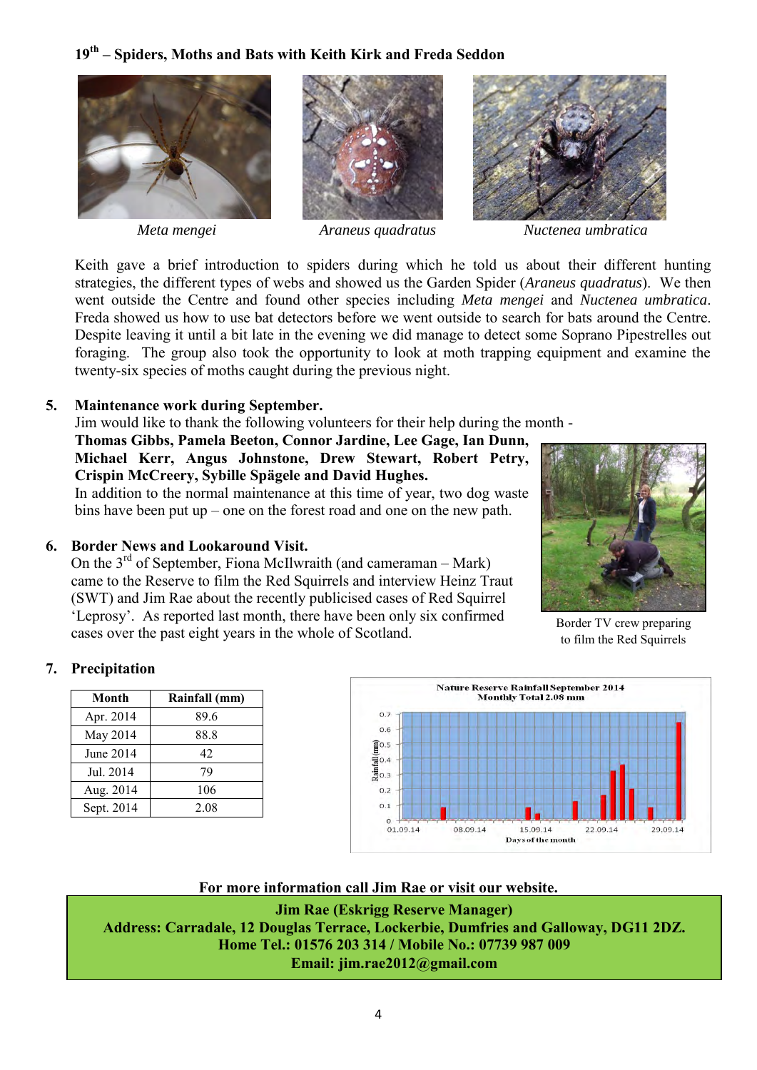### 19th – Spiders, Moths and Bats with Keith Kirk and Freda Seddon

*Meta mengei*

*Araneus quadratus*

*Nuctenea umbratica*

Keith gave a brief introduction to spiders during which he told us about their different hunting strategies, the different types of webs and showed us the Garden Spider (*Araneus quadratus*). We then went outside the Centre and found other species including *Meta mengei* and *Nuctenea umbratica*. Freda showed us how to use bat detectors before we went outside to search for bats around the Centre. Despite leaving it until a bit late in the evening we did manage to detect some Soprano Pipestrelles out foraging. The group also took the opportunity to look at moth trapping equipment and examine the twenty-six species of moths caught during the previous night.

## 5. Maintenance work during September.

Jim would like to thank the following volunteers for their help during the month -
**Thomas Gibbs, Pamela Beeton, Conor Jardine, Lee Gage, Ian Dunn, Michael Kerr, Angus Johnstone, Drew Stewart, Robert Petry, Crispin McCreery, Sybille Spägele and David Hughes.**
In addition to the normal maintenance at this time of year, two dog waste bins have been put up – one on the forest road and one on the new path.

## 6. Border News and Lookaround Visit.

On the 3rd of September, Fiona McIlwraith (and cameraman – Mark) came to the Reserve to film the Red Squirrels and interview Heinz Traut (SWT) and Jim Rae about the recently publicised cases of Red Squirrel 'Leprosy'. As reported last month, there have been only six confirmed cases over the past eight years in the whole of Scotland.

Border TV crew preparing to film the Red Squirrels

## 7. Precipitation

| Month | Rainfall (mm) |
|---|---|
| Apr. 2014 | 89.6 |
| May 2014 | 88.8 |
| June 2014 | 42 |
| Jul. 2014 | 79 |
| Aug. 2014 | 106 |
| Sept. 2014 | 2.08 |

Nature Reserve Rainfall September 2014
Monthly Total 2.08 mm
Rainfall (mm)
0.7
0.6
0.5
0.4
0.3
0.2
0.1
0
01.09.14
08.09.14
15.09.14
22.09.14
29.09.14
Days of the month

**For more information call Jim Rae or visit our website.**

**Jim Rae (Eskrigg Reserve Manager)**
**Address: Carradale, 12 Douglas Terrace, Lockerbie, Dumfries and Galloway, DG11 2DZ.**
**Home Tel.: 01576 203 314 / Mobile No.: 07739 987 009**
**Email: jim.rae2012@gmail.com**